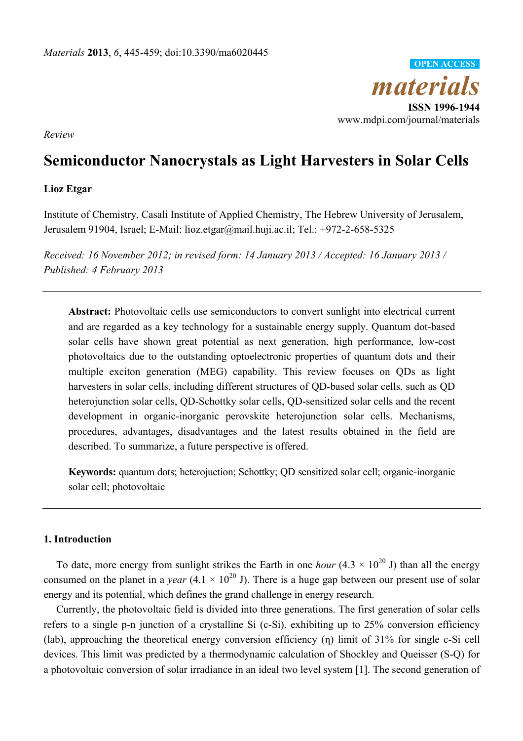*Review*

# Semiconductor Nanocrystals as Light Harvesters in Solar Cells

**Lioz Etgar**

Institute of Chemistry, Casali Institute of Applied Chemistry, The Hebrew University of Jerusalem, Jerusalem 91904, Israel; E-Mail: lioz.etgar@mail.huji.ac.il; Tel.: +972-2-658-5325

*Received: 16 November 2012; in revised form: 14 January 2013 / Accepted: 16 January 2013 / Published: 4 February 2013*

---

**Abstract:** Photovoltaic cells use semiconductors to convert sunlight into electrical current and are regarded as a key technology for a sustainable energy supply. Quantum dot-based solar cells have shown great potential as next generation, high performance, low-cost photovoltaics due to the outstanding optoelectronic properties of quantum dots and their multiple exciton generation (MEG) capability. This review focuses on QDs as light harvesters in solar cells, including different structures of QD-based solar cells, such as QD heterojunction solar cells, QD-Schottky solar cells, QD-sensitized solar cells and the recent development in organic-inorganic perovskite heterojunction solar cells. Mechanisms, procedures, advantages, disadvantages and the latest results obtained in the field are described. To summarize, a future perspective is offered.

**Keywords:** quantum dots; heterojuction; Schottky; QD sensitized solar cell; organic-inorganic solar cell; photovoltaic

---

## 1. Introduction

To date, more energy from sunlight strikes the Earth in one *hour* ($4.3 \times 10^{20}$ J) than all the energy consumed on the planet in a *year* ($4.1 \times 10^{20}$ J). There is a huge gap between our present use of solar energy and its potential, which defines the grand challenge in energy research.

Currently, the photovoltaic field is divided into three generations. The first generation of solar cells refers to a single p-n junction of a crystalline Si (c-Si), exhibiting up to 25% conversion efficiency (lab), approaching the theoretical energy conversion efficiency (η) limit of 31% for single c-Si cell devices. This limit was predicted by a thermodynamic calculation of Shockley and Queisser (S-Q) for a photovoltaic conversion of solar irradiance in an ideal two level system [1]. The second generation of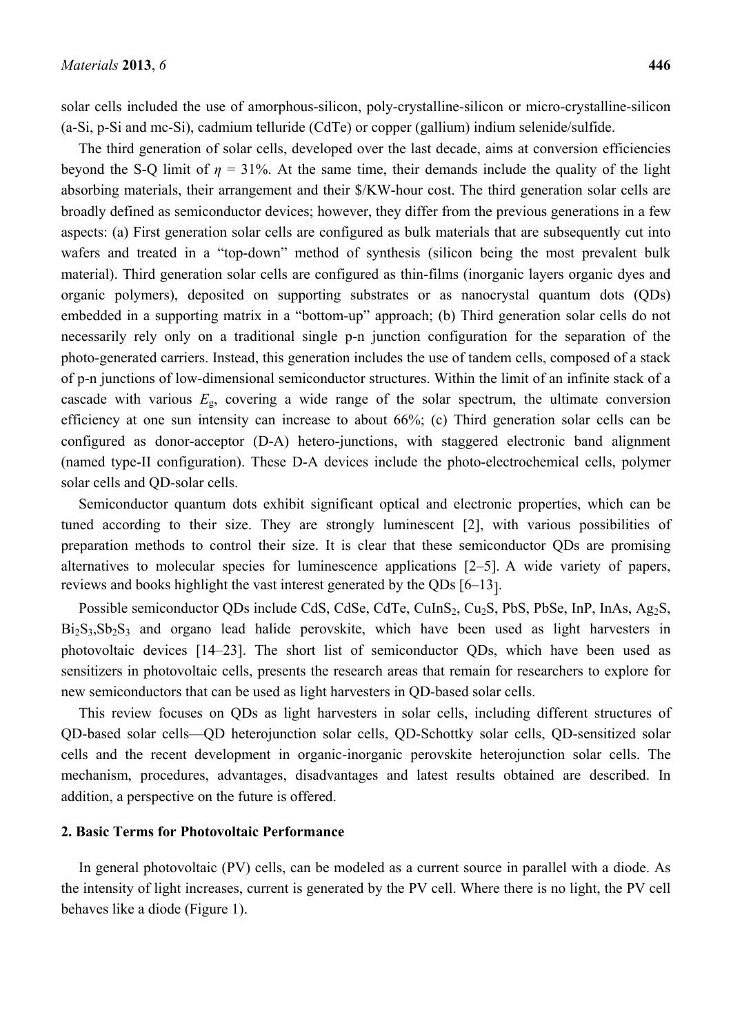solar cells included the use of amorphous-silicon, poly-crystalline-silicon or micro-crystalline-silicon (a-Si, p-Si and mc-Si), cadmium telluride (CdTe) or copper (gallium) indium selenide/sulfide.

The third generation of solar cells, developed over the last decade, aims at conversion efficiencies beyond the S-Q limit of $\eta$ = 31%. At the same time, their demands include the quality of the light absorbing materials, their arrangement and their $/KW-hour cost. The third generation solar cells are broadly defined as semiconductor devices; however, they differ from the previous generations in a few aspects: (a) First generation solar cells are configured as bulk materials that are subsequently cut into wafers and treated in a "top-down" method of synthesis (silicon being the most prevalent bulk material). Third generation solar cells are configured as thin-films (inorganic layers organic dyes and organic polymers), deposited on supporting substrates or as nanocrystal quantum dots (QDs) embedded in a supporting matrix in a "bottom-up" approach; (b) Third generation solar cells do not necessarily rely only on a traditional single p-n junction configuration for the separation of the photo-generated carriers. Instead, this generation includes the use of tandem cells, composed of a stack of p-n junctions of low-dimensional semiconductor structures. Within the limit of an infinite stack of a cascade with various $E_g$, covering a wide range of the solar spectrum, the ultimate conversion efficiency at one sun intensity can increase to about 66%; (c) Third generation solar cells can be configured as donor-acceptor (D-A) hetero-junctions, with staggered electronic band alignment (named type-II configuration). These D-A devices include the photo-electrochemical cells, polymer solar cells and QD-solar cells.

Semiconductor quantum dots exhibit significant optical and electronic properties, which can be tuned according to their size. They are strongly luminescent [2], with various possibilities of preparation methods to control their size. It is clear that these semiconductor QDs are promising alternatives to molecular species for luminescence applications [2–5]. A wide variety of papers, reviews and books highlight the vast interest generated by the QDs [6–13].

Possible semiconductor QDs include CdS, CdSe, CdTe, $CuInS_2$, $Cu_2S$, PbS, PbSe, InP, InAs, $Ag_2S$, $Bi_2S_3$, $Sb_2S_3$ and organo lead halide perovskite, which have been used as light harvesters in photovoltaic devices [14–23]. The short list of semiconductor QDs, which have been used as sensitizers in photovoltaic cells, presents the research areas that remain for researchers to explore for new semiconductors that can be used as light harvesters in QD-based solar cells.

This review focuses on QDs as light harvesters in solar cells, including different structures of QD-based solar cells—QD heterojunction solar cells, QD-Schottky solar cells, QD-sensitized solar cells and the recent development in organic-inorganic perovskite heterojunction solar cells. The mechanism, procedures, advantages, disadvantages and latest results obtained are described. In addition, a perspective on the future is offered.

## 2. Basic Terms for Photovoltaic Performance

In general photovoltaic (PV) cells, can be modeled as a current source in parallel with a diode. As the intensity of light increases, current is generated by the PV cell. Where there is no light, the PV cell behaves like a diode (Figure 1).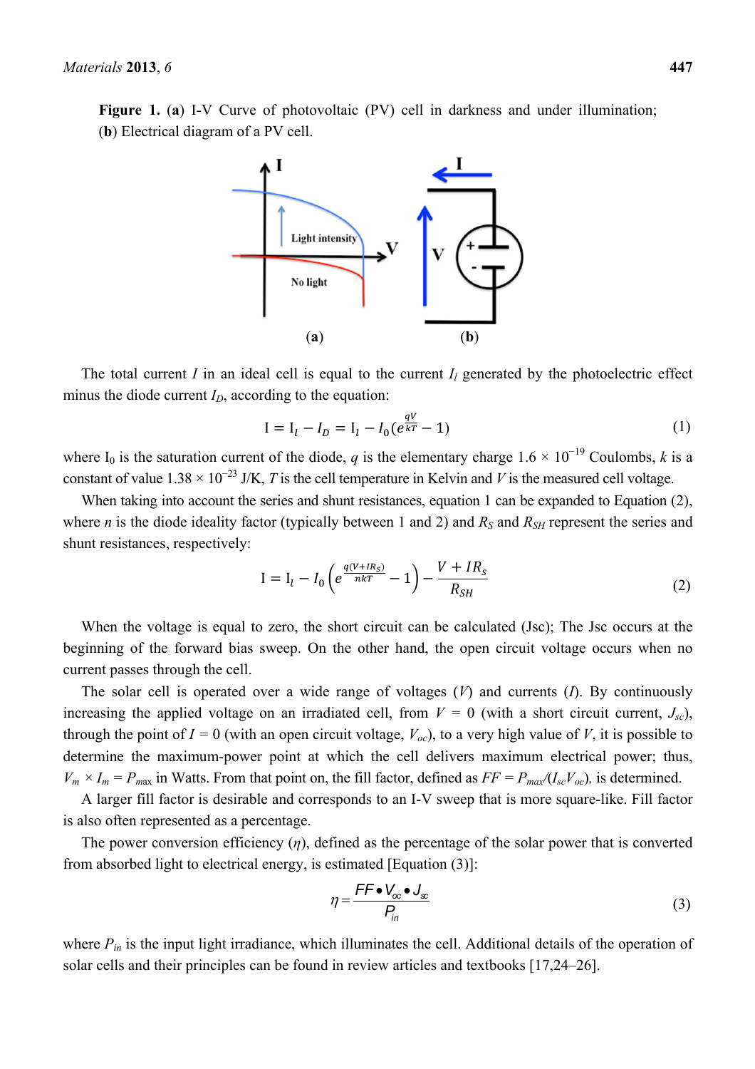**Figure 1.** (**a**) I-V Curve of photovoltaic (PV) cell in darkness and under illumination; (**b**) Electrical diagram of a PV cell.

The total current $I$ in an ideal cell is equal to the current $I_l$ generated by the photoelectric effect minus the diode current $I_D$, according to the equation:

$$\mathrm{I} = \mathrm{I}_l - I_D = \mathrm{I}_l - I_0\left(e^{\frac{qV}{kT}} - 1\right) \tag{1}$$

where $I_0$ is the saturation current of the diode, $q$ is the elementary charge $1.6 \times 10^{-19}$ Coulombs, $k$ is a constant of value $1.38 \times 10^{-23}$ J/K, $T$ is the cell temperature in Kelvin and $V$ is the measured cell voltage.

When taking into account the series and shunt resistances, equation 1 can be expanded to Equation (2), where $n$ is the diode ideality factor (typically between 1 and 2) and $R_S$ and $R_{SH}$ represent the series and shunt resistances, respectively:

$$\mathrm{I} = \mathrm{I}_l - I_0\left(e^{\frac{q(V+IR_S)}{nkT}} - 1\right) - \frac{V + IR_S}{R_{SH}} \tag{2}$$

When the voltage is equal to zero, the short circuit can be calculated (Jsc); The Jsc occurs at the beginning of the forward bias sweep. On the other hand, the open circuit voltage occurs when no current passes through the cell.

The solar cell is operated over a wide range of voltages ($V$) and currents ($I$). By continuously increasing the applied voltage on an irradiated cell, from $V = 0$ (with a short circuit current, $J_{sc}$), through the point of $I = 0$ (with an open circuit voltage, $V_{oc}$), to a very high value of $V$, it is possible to determine the maximum-power point at which the cell delivers maximum electrical power; thus, $V_m \times I_m = P_{max}$ in Watts. From that point on, the fill factor, defined as $FF = P_{max}/(I_{sc}V_{oc})$, is determined.

A larger fill factor is desirable and corresponds to an I-V sweep that is more square-like. Fill factor is also often represented as a percentage.

The power conversion efficiency ($\eta$), defined as the percentage of the solar power that is converted from absorbed light to electrical energy, is estimated [Equation (3)]:

$$\eta = \frac{FF \bullet V_{oc} \bullet J_{sc}}{P_{in}} \tag{3}$$

where $P_{in}$ is the input light irradiance, which illuminates the cell. Additional details of the operation of solar cells and their principles can be found in review articles and textbooks [17,24–26].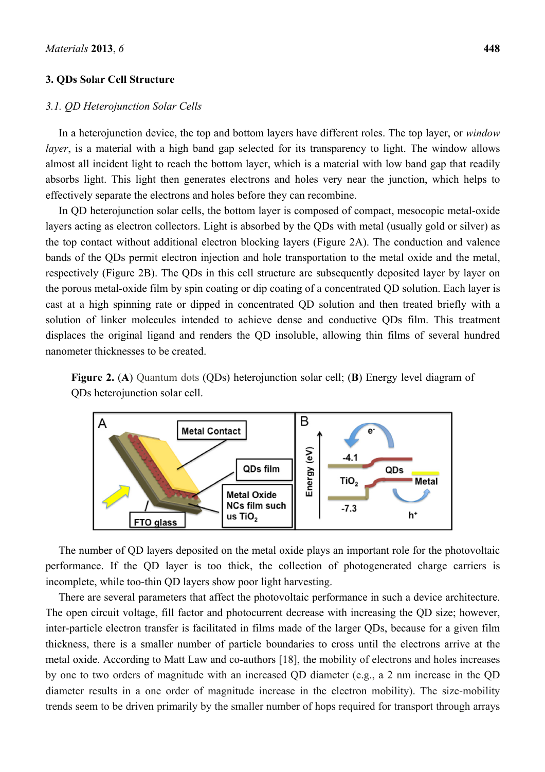## 3. QDs Solar Cell Structure

### 3.1. QD Heterojunction Solar Cells

In a heterojunction device, the top and bottom layers have different roles. The top layer, or *window layer*, is a material with a high band gap selected for its transparency to light. The window allows almost all incident light to reach the bottom layer, which is a material with low band gap that readily absorbs light. This light then generates electrons and holes very near the junction, which helps to effectively separate the electrons and holes before they can recombine.

In QD heterojunction solar cells, the bottom layer is composed of compact, mesocopic metal-oxide layers acting as electron collectors. Light is absorbed by the QDs with metal (usually gold or silver) as the top contact without additional electron blocking layers (Figure 2A). The conduction and valence bands of the QDs permit electron injection and hole transportation to the metal oxide and the metal, respectively (Figure 2B). The QDs in this cell structure are subsequently deposited layer by layer on the porous metal-oxide film by spin coating or dip coating of a concentrated QD solution. Each layer is cast at a high spinning rate or dipped in concentrated QD solution and then treated briefly with a solution of linker molecules intended to achieve dense and conductive QDs film. This treatment displaces the original ligand and renders the QD insoluble, allowing thin films of several hundred nanometer thicknesses to be created.

**Figure 2.** (**A**) Quantum dots (QDs) heterojunction solar cell; (**B**) Energy level diagram of QDs heterojunction solar cell.

The number of QD layers deposited on the metal oxide plays an important role for the photovoltaic performance. If the QD layer is too thick, the collection of photogenerated charge carriers is incomplete, while too-thin QD layers show poor light harvesting.

There are several parameters that affect the photovoltaic performance in such a device architecture. The open circuit voltage, fill factor and photocurrent decrease with increasing the QD size; however, inter-particle electron transfer is facilitated in films made of the larger QDs, because for a given film thickness, there is a smaller number of particle boundaries to cross until the electrons arrive at the metal oxide. According to Matt Law and co-authors [18], the mobility of electrons and holes increases by one to two orders of magnitude with an increased QD diameter (e.g., a 2 nm increase in the QD diameter results in a one order of magnitude increase in the electron mobility). The size-mobility trends seem to be driven primarily by the smaller number of hops required for transport through arrays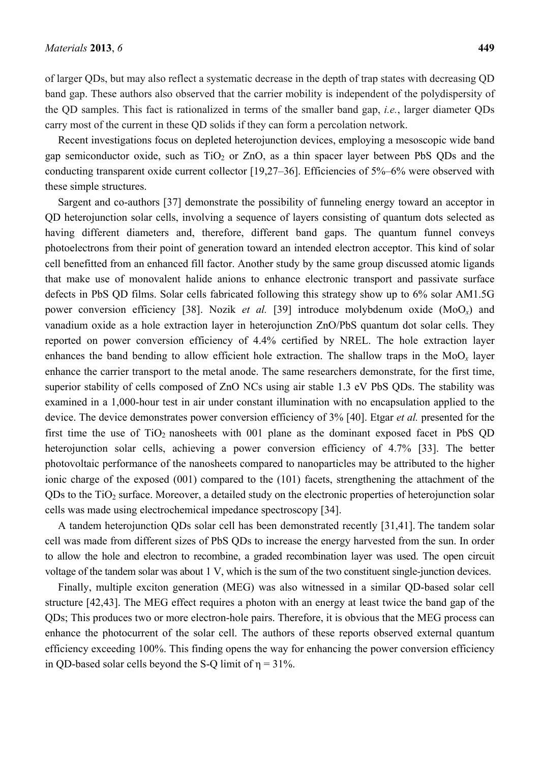of larger QDs, but may also reflect a systematic decrease in the depth of trap states with decreasing QD band gap. These authors also observed that the carrier mobility is independent of the polydispersity of the QD samples. This fact is rationalized in terms of the smaller band gap, *i.e.*, larger diameter QDs carry most of the current in these QD solids if they can form a percolation network.

Recent investigations focus on depleted heterojunction devices, employing a mesoscopic wide band gap semiconductor oxide, such as $TiO_2$ or ZnO, as a thin spacer layer between PbS QDs and the conducting transparent oxide current collector [19,27–36]. Efficiencies of 5%–6% were observed with these simple structures.

Sargent and co-authors [37] demonstrate the possibility of funneling energy toward an acceptor in QD heterojunction solar cells, involving a sequence of layers consisting of quantum dots selected as having different diameters and, therefore, different band gaps. The quantum funnel conveys photoelectrons from their point of generation toward an intended electron acceptor. This kind of solar cell benefitted from an enhanced fill factor. Another study by the same group discussed atomic ligands that make use of monovalent halide anions to enhance electronic transport and passivate surface defects in PbS QD films. Solar cells fabricated following this strategy show up to 6% solar AM1.5G power conversion efficiency [38]. Nozik *et al.* [39] introduce molybdenum oxide ($MoO_x$) and vanadium oxide as a hole extraction layer in heterojunction ZnO/PbS quantum dot solar cells. They reported on power conversion efficiency of 4.4% certified by NREL. The hole extraction layer enhances the band bending to allow efficient hole extraction. The shallow traps in the $MoO_x$ layer enhance the carrier transport to the metal anode. The same researchers demonstrate, for the first time, superior stability of cells composed of ZnO NCs using air stable 1.3 eV PbS QDs. The stability was examined in a 1,000-hour test in air under constant illumination with no encapsulation applied to the device. The device demonstrates power conversion efficiency of 3% [40]. Etgar *et al.* presented for the first time the use of $TiO_2$ nanosheets with 001 plane as the dominant exposed facet in PbS QD heterojunction solar cells, achieving a power conversion efficiency of 4.7% [33]. The better photovoltaic performance of the nanosheets compared to nanoparticles may be attributed to the higher ionic charge of the exposed (001) compared to the (101) facets, strengthening the attachment of the QDs to the $TiO_2$ surface. Moreover, a detailed study on the electronic properties of heterojunction solar cells was made using electrochemical impedance spectroscopy [34].

A tandem heterojunction QDs solar cell has been demonstrated recently [31,41]. The tandem solar cell was made from different sizes of PbS QDs to increase the energy harvested from the sun. In order to allow the hole and electron to recombine, a graded recombination layer was used. The open circuit voltage of the tandem solar was about 1 V, which is the sum of the two constituent single-junction devices.

Finally, multiple exciton generation (MEG) was also witnessed in a similar QD-based solar cell structure [42,43]. The MEG effect requires a photon with an energy at least twice the band gap of the QDs; This produces two or more electron-hole pairs. Therefore, it is obvious that the MEG process can enhance the photocurrent of the solar cell. The authors of these reports observed external quantum efficiency exceeding 100%. This finding opens the way for enhancing the power conversion efficiency in QD-based solar cells beyond the S-Q limit of $\eta = 31\%$.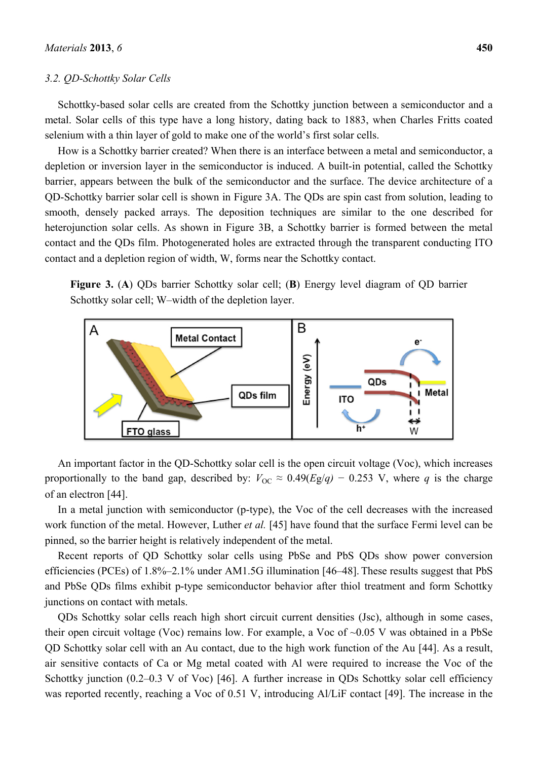### 3.2. QD-Schottky Solar Cells

Schottky-based solar cells are created from the Schottky junction between a semiconductor and a metal. Solar cells of this type have a long history, dating back to 1883, when Charles Fritts coated selenium with a thin layer of gold to make one of the world's first solar cells.

How is a Schottky barrier created? When there is an interface between a metal and semiconductor, a depletion or inversion layer in the semiconductor is induced. A built-in potential, called the Schottky barrier, appears between the bulk of the semiconductor and the surface. The device architecture of a QD-Schottky barrier solar cell is shown in Figure 3A. The QDs are spin cast from solution, leading to smooth, densely packed arrays. The deposition techniques are similar to the one described for heterojunction solar cells. As shown in Figure 3B, a Schottky barrier is formed between the metal contact and the QDs film. Photogenerated holes are extracted through the transparent conducting ITO contact and a depletion region of width, W, forms near the Schottky contact.

**Figure 3.** (**A**) QDs barrier Schottky solar cell; (**B**) Energy level diagram of QD barrier Schottky solar cell; W–width of the depletion layer.

An important factor in the QD-Schottky solar cell is the open circuit voltage (Voc), which increases proportionally to the band gap, described by: $V_{OC} \approx 0.49(Eg/q) - 0.253$ V, where $q$ is the charge of an electron [44].

In a metal junction with semiconductor (p-type), the Voc of the cell decreases with the increased work function of the metal. However, Luther *et al.* [45] have found that the surface Fermi level can be pinned, so the barrier height is relatively independent of the metal.

Recent reports of QD Schottky solar cells using PbSe and PbS QDs show power conversion efficiencies (PCEs) of 1.8%–2.1% under AM1.5G illumination [46–48]. These results suggest that PbS and PbSe QDs films exhibit p-type semiconductor behavior after thiol treatment and form Schottky junctions on contact with metals.

QDs Schottky solar cells reach high short circuit current densities (Jsc), although in some cases, their open circuit voltage (Voc) remains low. For example, a Voc of ~0.05 V was obtained in a PbSe QD Schottky solar cell with an Au contact, due to the high work function of the Au [44]. As a result, air sensitive contacts of Ca or Mg metal coated with Al were required to increase the Voc of the Schottky junction (0.2–0.3 V of Voc) [46]. A further increase in QDs Schottky solar cell efficiency was reported recently, reaching a Voc of 0.51 V, introducing Al/LiF contact [49]. The increase in the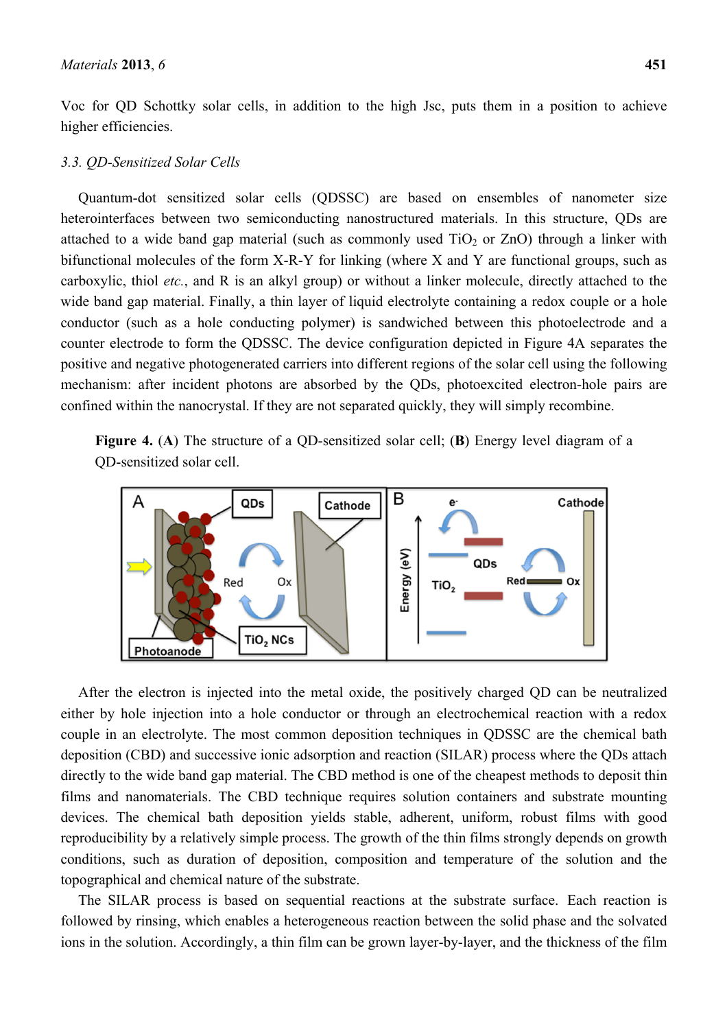Voc for QD Schottky solar cells, in addition to the high Jsc, puts them in a position to achieve higher efficiencies.

### 3.3. QD-Sensitized Solar Cells

Quantum-dot sensitized solar cells (QDSSC) are based on ensembles of nanometer size heterointerfaces between two semiconducting nanostructured materials. In this structure, QDs are attached to a wide band gap material (such as commonly used $TiO_2$ or ZnO) through a linker with bifunctional molecules of the form X-R-Y for linking (where X and Y are functional groups, such as carboxylic, thiol *etc.*, and R is an alkyl group) or without a linker molecule, directly attached to the wide band gap material. Finally, a thin layer of liquid electrolyte containing a redox couple or a hole conductor (such as a hole conducting polymer) is sandwiched between this photoelectrode and a counter electrode to form the QDSSC. The device configuration depicted in Figure 4A separates the positive and negative photogenerated carriers into different regions of the solar cell using the following mechanism: after incident photons are absorbed by the QDs, photoexcited electron-hole pairs are confined within the nanocrystal. If they are not separated quickly, they will simply recombine.

**Figure 4.** (**A**) The structure of a QD-sensitized solar cell; (**B**) Energy level diagram of a QD-sensitized solar cell.

After the electron is injected into the metal oxide, the positively charged QD can be neutralized either by hole injection into a hole conductor or through an electrochemical reaction with a redox couple in an electrolyte. The most common deposition techniques in QDSSC are the chemical bath deposition (CBD) and successive ionic adsorption and reaction (SILAR) process where the QDs attach directly to the wide band gap material. The CBD method is one of the cheapest methods to deposit thin films and nanomaterials. The CBD technique requires solution containers and substrate mounting devices. The chemical bath deposition yields stable, adherent, uniform, robust films with good reproducibility by a relatively simple process. The growth of the thin films strongly depends on growth conditions, such as duration of deposition, composition and temperature of the solution and the topographical and chemical nature of the substrate.

The SILAR process is based on sequential reactions at the substrate surface. Each reaction is followed by rinsing, which enables a heterogeneous reaction between the solid phase and the solvated ions in the solution. Accordingly, a thin film can be grown layer-by-layer, and the thickness of the film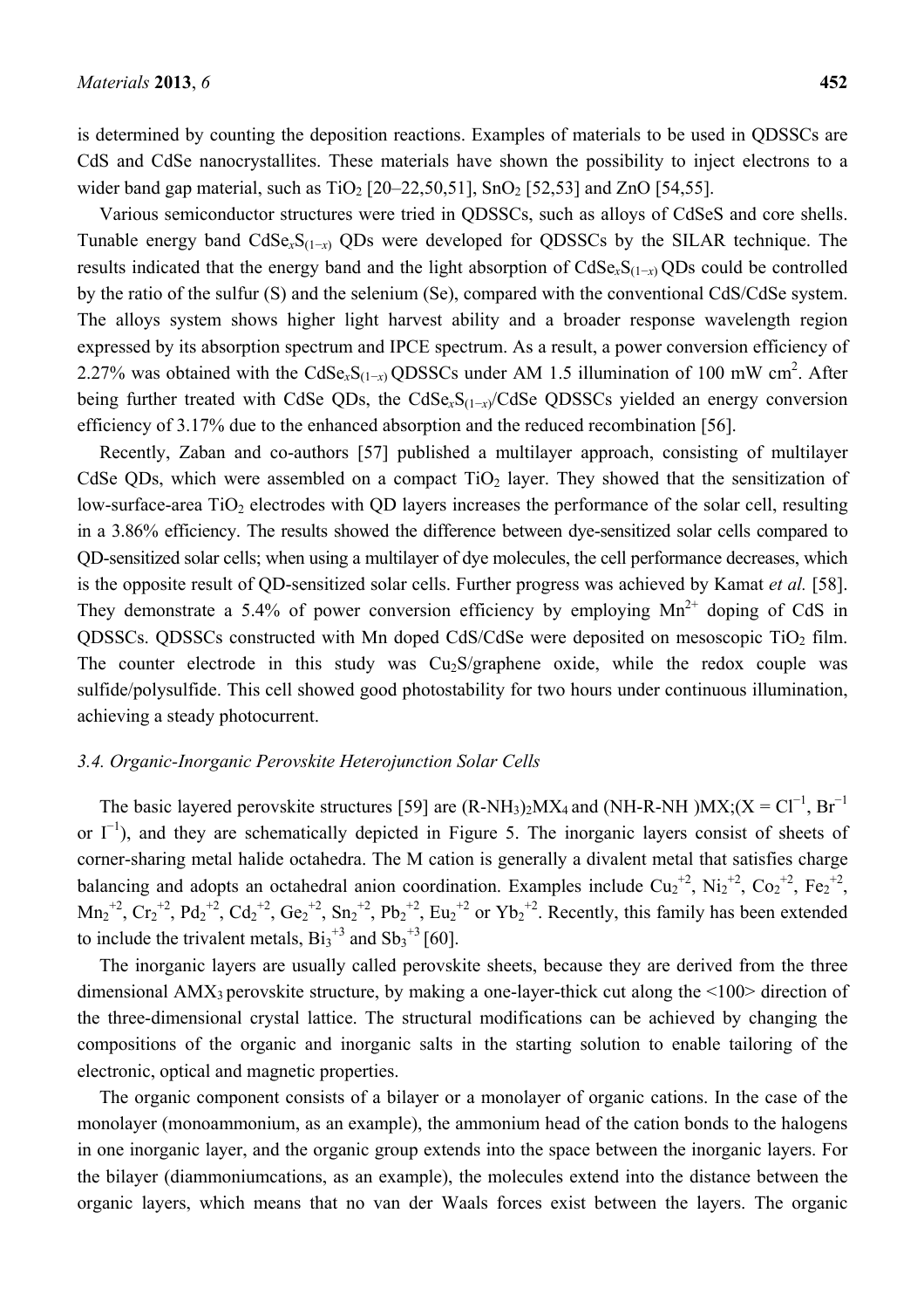is determined by counting the deposition reactions. Examples of materials to be used in QDSSCs are CdS and CdSe nanocrystallites. These materials have shown the possibility to inject electrons to a wider band gap material, such as $TiO_2$ [20–22,50,51], $SnO_2$ [52,53] and ZnO [54,55].

Various semiconductor structures were tried in QDSSCs, such as alloys of CdSeS and core shells. Tunable energy band $CdSe_xS_{(1-x)}$ QDs were developed for QDSSCs by the SILAR technique. The results indicated that the energy band and the light absorption of $CdSe_xS_{(1-x)}$ QDs could be controlled by the ratio of the sulfur (S) and the selenium (Se), compared with the conventional CdS/CdSe system. The alloys system shows higher light harvest ability and a broader response wavelength region expressed by its absorption spectrum and IPCE spectrum. As a result, a power conversion efficiency of 2.27% was obtained with the $CdSe_xS_{(1-x)}$ QDSSCs under AM 1.5 illumination of 100 mW $cm^2$. After being further treated with CdSe QDs, the $CdSe_xS_{(1-x)}$/CdSe QDSSCs yielded an energy conversion efficiency of 3.17% due to the enhanced absorption and the reduced recombination [56].

Recently, Zaban and co-authors [57] published a multilayer approach, consisting of multilayer CdSe QDs, which were assembled on a compact $TiO_2$ layer. They showed that the sensitization of low-surface-area $TiO_2$ electrodes with QD layers increases the performance of the solar cell, resulting in a 3.86% efficiency. The results showed the difference between dye-sensitized solar cells compared to QD-sensitized solar cells; when using a multilayer of dye molecules, the cell performance decreases, which is the opposite result of QD-sensitized solar cells. Further progress was achieved by Kamat *et al.* [58]. They demonstrate a 5.4% of power conversion efficiency by employing $Mn^{2+}$ doping of CdS in QDSSCs. QDSSCs constructed with Mn doped CdS/CdSe were deposited on mesoscopic $TiO_2$ film. The counter electrode in this study was $Cu_2S$/graphene oxide, while the redox couple was sulfide/polysulfide. This cell showed good photostability for two hours under continuous illumination, achieving a steady photocurrent.

### *3.4. Organic-Inorganic Perovskite Heterojunction Solar Cells*

The basic layered perovskite structures [59] are $(R\text{-}NH_3)_2MX_4$ and (NH-R-NH )MX;($X = Cl^{-1}$, $Br^{-1}$ or $I^{-1}$), and they are schematically depicted in Figure 5. The inorganic layers consist of sheets of corner-sharing metal halide octahedra. The M cation is generally a divalent metal that satisfies charge balancing and adopts an octahedral anion coordination. Examples include $Cu_2^{+2}$, $Ni_2^{+2}$, $Co_2^{+2}$, $Fe_2^{+2}$, $Mn_2^{+2}$, $Cr_2^{+2}$, $Pd_2^{+2}$, $Cd_2^{+2}$, $Ge_2^{+2}$, $Sn_2^{+2}$, $Pb_2^{+2}$, $Eu_2^{+2}$ or $Yb_2^{+2}$. Recently, this family has been extended to include the trivalent metals, $Bi_3^{+3}$ and $Sb_3^{+3}$ [60].

The inorganic layers are usually called perovskite sheets, because they are derived from the three dimensional $AMX_3$ perovskite structure, by making a one-layer-thick cut along the <100> direction of the three-dimensional crystal lattice. The structural modifications can be achieved by changing the compositions of the organic and inorganic salts in the starting solution to enable tailoring of the electronic, optical and magnetic properties.

The organic component consists of a bilayer or a monolayer of organic cations. In the case of the monolayer (monoammonium, as an example), the ammonium head of the cation bonds to the halogens in one inorganic layer, and the organic group extends into the space between the inorganic layers. For the bilayer (diammoniumcations, as an example), the molecules extend into the distance between the organic layers, which means that no van der Waals forces exist between the layers. The organic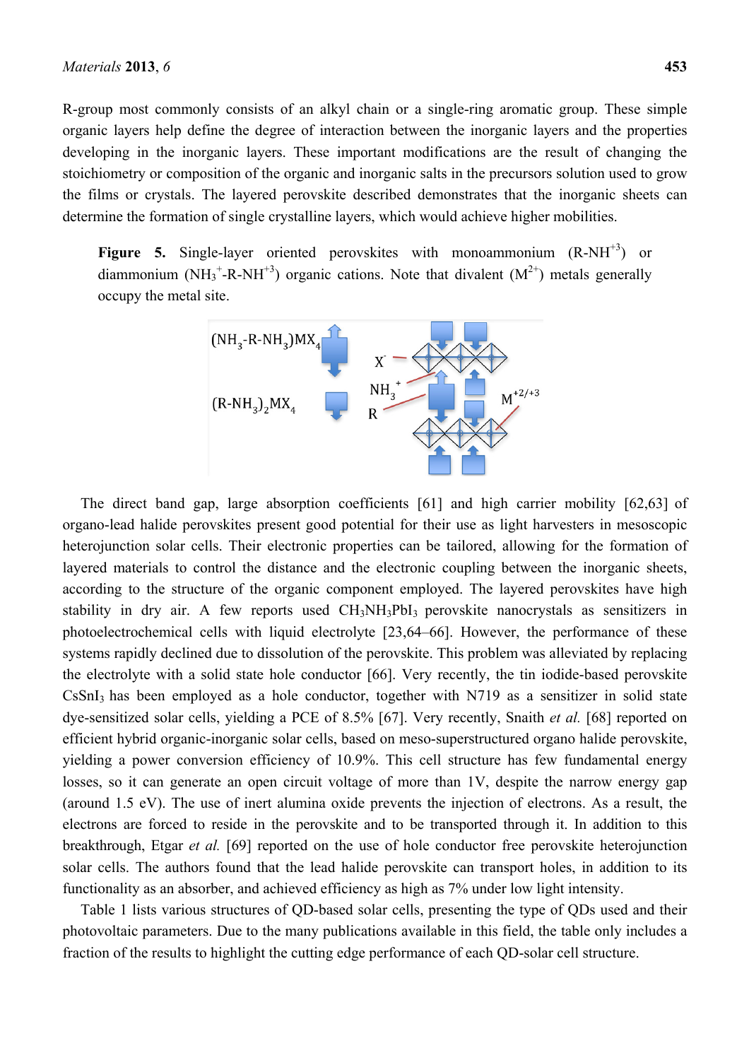R-group most commonly consists of an alkyl chain or a single-ring aromatic group. These simple organic layers help define the degree of interaction between the inorganic layers and the properties developing in the inorganic layers. These important modifications are the result of changing the stoichiometry or composition of the organic and inorganic salts in the precursors solution used to grow the films or crystals. The layered perovskite described demonstrates that the inorganic sheets can determine the formation of single crystalline layers, which would achieve higher mobilities.

**Figure 5.** Single-layer oriented perovskites with monoammonium ($R\text{-}NH^{+3}$) or diammonium ($NH_3^{+}\text{-}R\text{-}NH^{+3}$) organic cations. Note that divalent ($M^{2+}$) metals generally occupy the metal site.

The direct band gap, large absorption coefficients [61] and high carrier mobility [62,63] of organo-lead halide perovskites present good potential for their use as light harvesters in mesoscopic heterojunction solar cells. Their electronic properties can be tailored, allowing for the formation of layered materials to control the distance and the electronic coupling between the inorganic sheets, according to the structure of the organic component employed. The layered perovskites have high stability in dry air. A few reports used $CH_3NH_3PbI_3$ perovskite nanocrystals as sensitizers in photoelectrochemical cells with liquid electrolyte [23,64–66]. However, the performance of these systems rapidly declined due to dissolution of the perovskite. This problem was alleviated by replacing the electrolyte with a solid state hole conductor [66]. Very recently, the tin iodide-based perovskite $CsSnI_3$ has been employed as a hole conductor, together with N719 as a sensitizer in solid state dye-sensitized solar cells, yielding a PCE of 8.5% [67]. Very recently, Snaith *et al.* [68] reported on efficient hybrid organic-inorganic solar cells, based on meso-superstructured organo halide perovskite, yielding a power conversion efficiency of 10.9%. This cell structure has few fundamental energy losses, so it can generate an open circuit voltage of more than 1V, despite the narrow energy gap (around 1.5 eV). The use of inert alumina oxide prevents the injection of electrons. As a result, the electrons are forced to reside in the perovskite and to be transported through it. In addition to this breakthrough, Etgar *et al.* [69] reported on the use of hole conductor free perovskite heterojunction solar cells. The authors found that the lead halide perovskite can transport holes, in addition to its functionality as an absorber, and achieved efficiency as high as 7% under low light intensity.

Table 1 lists various structures of QD-based solar cells, presenting the type of QDs used and their photovoltaic parameters. Due to the many publications available in this field, the table only includes a fraction of the results to highlight the cutting edge performance of each QD-solar cell structure.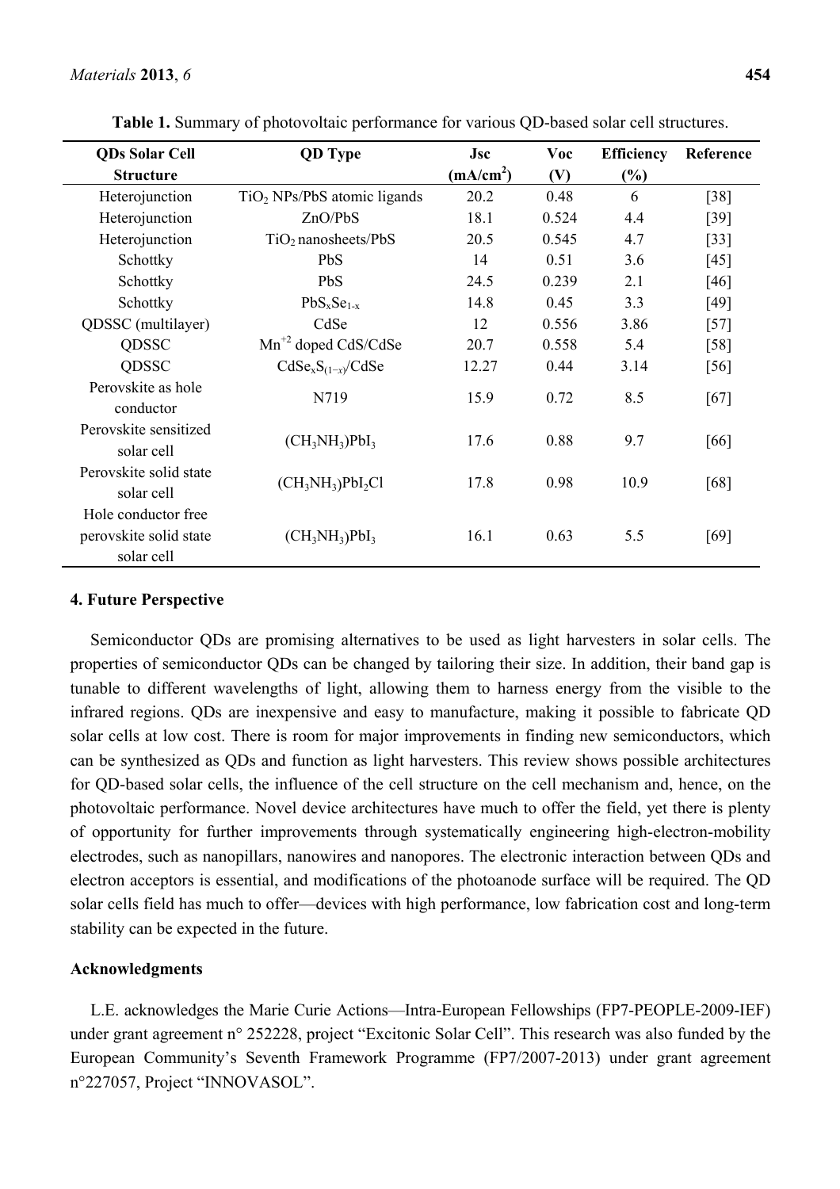**Table 1.** Summary of photovoltaic performance for various QD-based solar cell structures.

| QDs Solar Cell Structure | QD Type | Jsc ($mA/cm^2$) | Voc (V) | Efficiency (%) | Reference |
|---|---|---|---|---|---|
| Heterojunction | $TiO_2$ NPs/PbS atomic ligands | 20.2 | 0.48 | 6 | [38] |
| Heterojunction | ZnO/PbS | 18.1 | 0.524 | 4.4 | [39] |
| Heterojunction | $TiO_2$ nanosheets/PbS | 20.5 | 0.545 | 4.7 | [33] |
| Schottky | PbS | 14 | 0.51 | 3.6 | [45] |
| Schottky | PbS | 24.5 | 0.239 | 2.1 | [46] |
| Schottky | $PbS_xSe_{1-x}$ | 14.8 | 0.45 | 3.3 | [49] |
| QDSSC (multilayer) | CdSe | 12 | 0.556 | 3.86 | [57] |
| QDSSC | $Mn^{+2}$ doped CdS/CdSe | 20.7 | 0.558 | 5.4 | [58] |
| QDSSC | $CdSe_xS_{(1-x)}$/CdSe | 12.27 | 0.44 | 3.14 | [56] |
| Perovskite as hole conductor | N719 | 15.9 | 0.72 | 8.5 | [67] |
| Perovskite sensitized solar cell | $(CH_3NH_3)PbI_3$ | 17.6 | 0.88 | 9.7 | [66] |
| Perovskite solid state solar cell | $(CH_3NH_3)PbI_2Cl$ | 17.8 | 0.98 | 10.9 | [68] |
| Hole conductor free perovskite solid state solar cell | $(CH_3NH_3)PbI_3$ | 16.1 | 0.63 | 5.5 | [69] |

## 4. Future Perspective

Semiconductor QDs are promising alternatives to be used as light harvesters in solar cells. The properties of semiconductor QDs can be changed by tailoring their size. In addition, their band gap is tunable to different wavelengths of light, allowing them to harness energy from the visible to the infrared regions. QDs are inexpensive and easy to manufacture, making it possible to fabricate QD solar cells at low cost. There is room for major improvements in finding new semiconductors, which can be synthesized as QDs and function as light harvesters. This review shows possible architectures for QD-based solar cells, the influence of the cell structure on the cell mechanism and, hence, on the photovoltaic performance. Novel device architectures have much to offer the field, yet there is plenty of opportunity for further improvements through systematically engineering high-electron-mobility electrodes, such as nanopillars, nanowires and nanopores. The electronic interaction between QDs and electron acceptors is essential, and modifications of the photoanode surface will be required. The QD solar cells field has much to offer—devices with high performance, low fabrication cost and long-term stability can be expected in the future.

## Acknowledgments

L.E. acknowledges the Marie Curie Actions—Intra-European Fellowships (FP7-PEOPLE-2009-IEF) under grant agreement n° 252228, project "Excitonic Solar Cell". This research was also funded by the European Community's Seventh Framework Programme (FP7/2007-2013) under grant agreement n°227057, Project "INNOVASOL".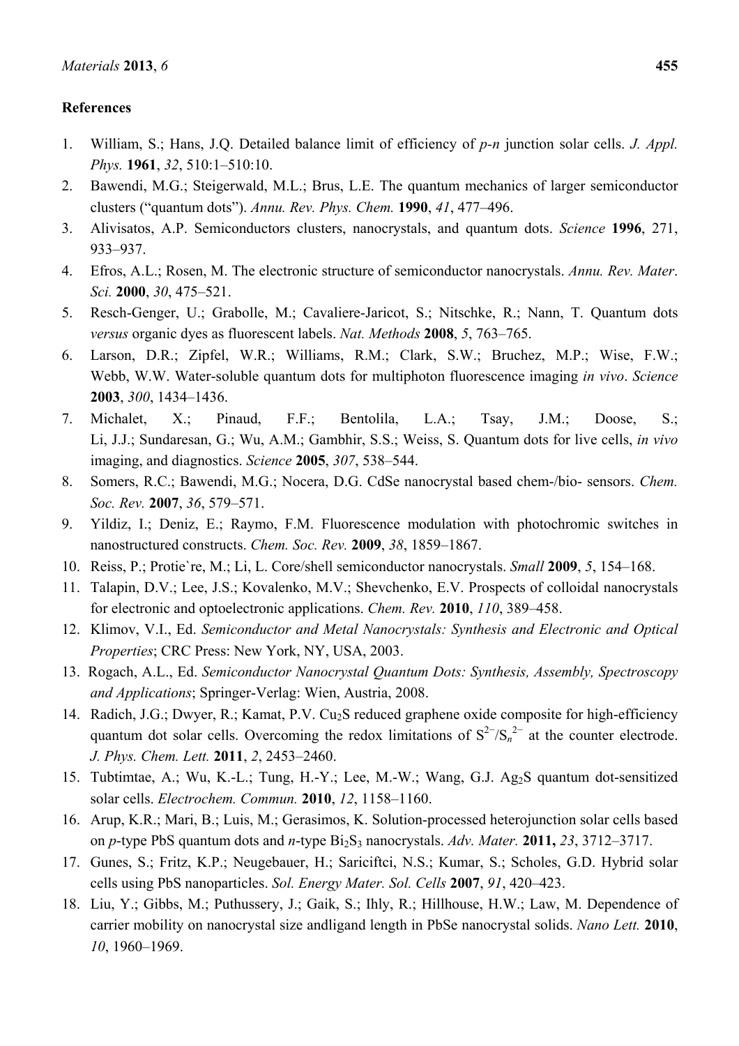## References

1. William, S.; Hans, J.Q. Detailed balance limit of efficiency of *p-n* junction solar cells. *J. Appl. Phys.* **1961**, *32*, 510:1–510:10.
2. Bawendi, M.G.; Steigerwald, M.L.; Brus, L.E. The quantum mechanics of larger semiconductor clusters ("quantum dots"). *Annu. Rev. Phys. Chem.* **1990**, *41*, 477–496.
3. Alivisatos, A.P. Semiconductors clusters, nanocrystals, and quantum dots. *Science* **1996**, 271, 933–937.
4. Efros, A.L.; Rosen, M. The electronic structure of semiconductor nanocrystals. *Annu. Rev. Mater. Sci.* **2000**, *30*, 475–521.
5. Resch-Genger, U.; Grabolle, M.; Cavaliere-Jaricot, S.; Nitschke, R.; Nann, T. Quantum dots *versus* organic dyes as fluorescent labels. *Nat. Methods* **2008**, *5*, 763–765.
6. Larson, D.R.; Zipfel, W.R.; Williams, R.M.; Clark, S.W.; Bruchez, M.P.; Wise, F.W.; Webb, W.W. Water-soluble quantum dots for multiphoton fluorescence imaging *in vivo*. *Science* **2003**, *300*, 1434–1436.
7. Michalet, X.; Pinaud, F.F.; Bentolila, L.A.; Tsay, J.M.; Doose, S.; Li, J.J.; Sundaresan, G.; Wu, A.M.; Gambhir, S.S.; Weiss, S. Quantum dots for live cells, *in vivo* imaging, and diagnostics. *Science* **2005**, *307*, 538–544.
8. Somers, R.C.; Bawendi, M.G.; Nocera, D.G. CdSe nanocrystal based chem-/bio- sensors. *Chem. Soc. Rev.* **2007**, *36*, 579–571.
9. Yildiz, I.; Deniz, E.; Raymo, F.M. Fluorescence modulation with photochromic switches in nanostructured constructs. *Chem. Soc. Rev.* **2009**, *38*, 1859–1867.
10. Reiss, P.; Protie`re, M.; Li, L. Core/shell semiconductor nanocrystals. *Small* **2009**, *5*, 154–168.
11. Talapin, D.V.; Lee, J.S.; Kovalenko, M.V.; Shevchenko, E.V. Prospects of colloidal nanocrystals for electronic and optoelectronic applications. *Chem. Rev.* **2010**, *110*, 389–458.
12. Klimov, V.I., Ed. *Semiconductor and Metal Nanocrystals: Synthesis and Electronic and Optical Properties*; CRC Press: New York, NY, USA, 2003.
13. Rogach, A.L., Ed. *Semiconductor Nanocrystal Quantum Dots: Synthesis, Assembly, Spectroscopy and Applications*; Springer-Verlag: Wien, Austria, 2008.
14. Radich, J.G.; Dwyer, R.; Kamat, P.V. $Cu_2S$ reduced graphene oxide composite for high-efficiency quantum dot solar cells. Overcoming the redox limitations of $S^{2-}/S_n^{2-}$ at the counter electrode. *J. Phys. Chem. Lett.* **2011**, *2*, 2453–2460.
15. Tubtimtae, A.; Wu, K.-L.; Tung, H.-Y.; Lee, M.-W.; Wang, G.J. $Ag_2S$ quantum dot-sensitized solar cells. *Electrochem. Commun.* **2010**, *12*, 1158–1160.
16. Arup, K.R.; Mari, B.; Luis, M.; Gerasimos, K. Solution-processed heterojunction solar cells based on *p*-type PbS quantum dots and *n*-type $Bi_2S_3$ nanocrystals. *Adv. Mater.* **2011,** *23*, 3712–3717.
17. Gunes, S.; Fritz, K.P.; Neugebauer, H.; Sariciftci, N.S.; Kumar, S.; Scholes, G.D. Hybrid solar cells using PbS nanoparticles. *Sol. Energy Mater. Sol. Cells* **2007**, *91*, 420–423.
18. Liu, Y.; Gibbs, M.; Puthussery, J.; Gaik, S.; Ihly, R.; Hillhouse, H.W.; Law, M. Dependence of carrier mobility on nanocrystal size andligand length in PbSe nanocrystal solids. *Nano Lett.* **2010**, *10*, 1960–1969.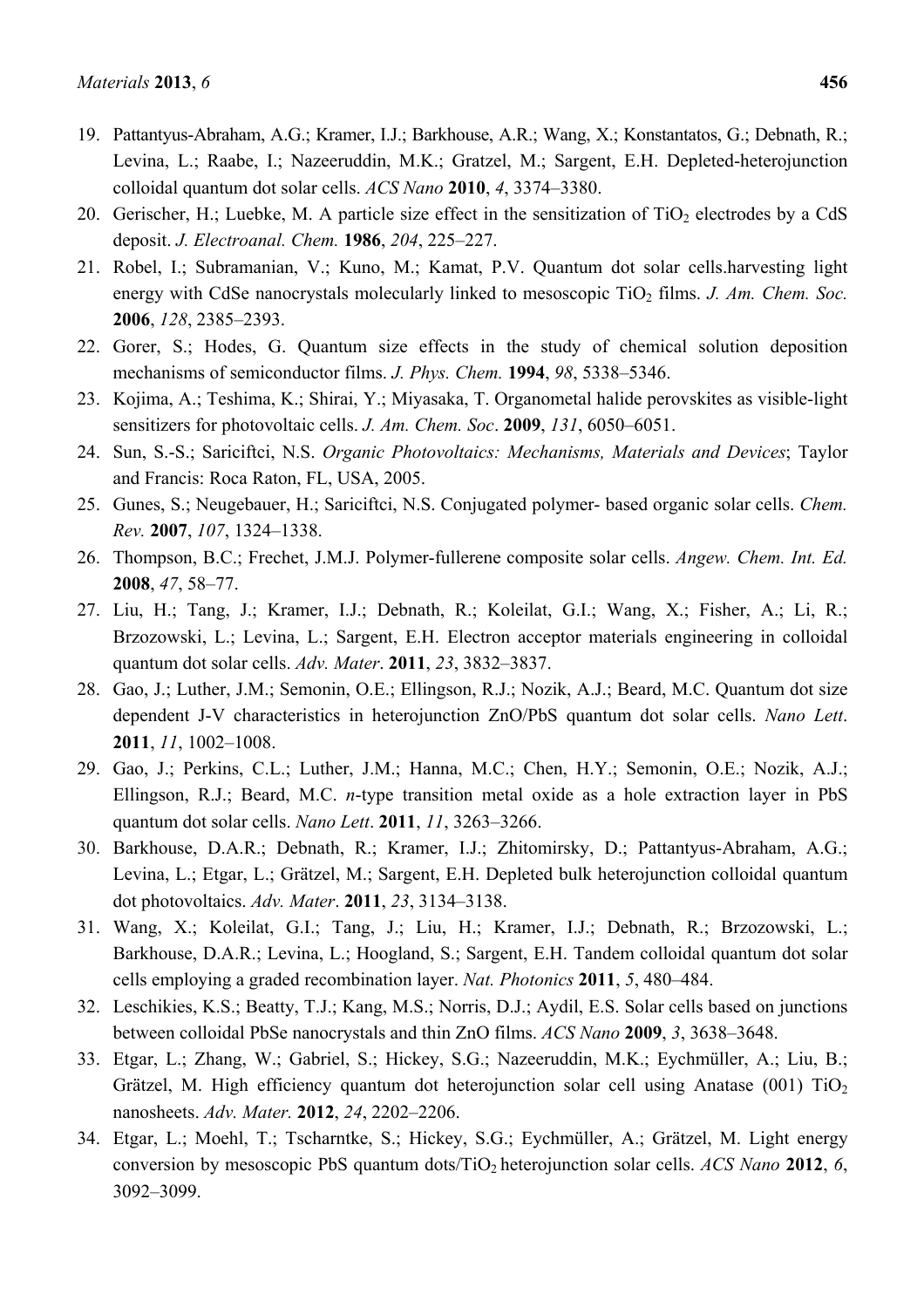19. Pattantyus-Abraham, A.G.; Kramer, I.J.; Barkhouse, A.R.; Wang, X.; Konstantatos, G.; Debnath, R.; Levina, L.; Raabe, I.; Nazeeruddin, M.K.; Gratzel, M.; Sargent, E.H. Depleted-heterojunction colloidal quantum dot solar cells. *ACS Nano* **2010**, *4*, 3374–3380.
20. Gerischer, H.; Luebke, M. A particle size effect in the sensitization of $TiO_2$ electrodes by a CdS deposit. *J. Electroanal. Chem.* **1986**, *204*, 225–227.
21. Robel, I.; Subramanian, V.; Kuno, M.; Kamat, P.V. Quantum dot solar cells.harvesting light energy with CdSe nanocrystals molecularly linked to mesoscopic $TiO_2$ films. *J. Am. Chem. Soc.* **2006**, *128*, 2385–2393.
22. Gorer, S.; Hodes, G. Quantum size effects in the study of chemical solution deposition mechanisms of semiconductor films. *J. Phys. Chem.* **1994**, *98*, 5338–5346.
23. Kojima, A.; Teshima, K.; Shirai, Y.; Miyasaka, T. Organometal halide perovskites as visible-light sensitizers for photovoltaic cells. *J. Am. Chem. Soc*. **2009**, *131*, 6050–6051.
24. Sun, S.-S.; Sariciftci, N.S. *Organic Photovoltaics: Mechanisms, Materials and Devices*; Taylor and Francis: Roca Raton, FL, USA, 2005.
25. Gunes, S.; Neugebauer, H.; Sariciftci, N.S. Conjugated polymer- based organic solar cells. *Chem. Rev.* **2007**, *107*, 1324–1338.
26. Thompson, B.C.; Frechet, J.M.J. Polymer-fullerene composite solar cells. *Angew. Chem. Int. Ed.* **2008**, *47*, 58–77.
27. Liu, H.; Tang, J.; Kramer, I.J.; Debnath, R.; Koleilat, G.I.; Wang, X.; Fisher, A.; Li, R.; Brzozowski, L.; Levina, L.; Sargent, E.H. Electron acceptor materials engineering in colloidal quantum dot solar cells. *Adv. Mater*. **2011**, *23*, 3832–3837.
28. Gao, J.; Luther, J.M.; Semonin, O.E.; Ellingson, R.J.; Nozik, A.J.; Beard, M.C. Quantum dot size dependent J-V characteristics in heterojunction ZnO/PbS quantum dot solar cells. *Nano Lett*. **2011**, *11*, 1002–1008.
29. Gao, J.; Perkins, C.L.; Luther, J.M.; Hanna, M.C.; Chen, H.Y.; Semonin, O.E.; Nozik, A.J.; Ellingson, R.J.; Beard, M.C. *n*-type transition metal oxide as a hole extraction layer in PbS quantum dot solar cells. *Nano Lett*. **2011**, *11*, 3263–3266.
30. Barkhouse, D.A.R.; Debnath, R.; Kramer, I.J.; Zhitomirsky, D.; Pattantyus-Abraham, A.G.; Levina, L.; Etgar, L.; Grätzel, M.; Sargent, E.H. Depleted bulk heterojunction colloidal quantum dot photovoltaics. *Adv. Mater*. **2011**, *23*, 3134–3138.
31. Wang, X.; Koleilat, G.I.; Tang, J.; Liu, H.; Kramer, I.J.; Debnath, R.; Brzozowski, L.; Barkhouse, D.A.R.; Levina, L.; Hoogland, S.; Sargent, E.H. Tandem colloidal quantum dot solar cells employing a graded recombination layer. *Nat. Photonics* **2011**, *5*, 480–484.
32. Leschikies, K.S.; Beatty, T.J.; Kang, M.S.; Norris, D.J.; Aydil, E.S. Solar cells based on junctions between colloidal PbSe nanocrystals and thin ZnO films. *ACS Nano* **2009**, *3*, 3638–3648.
33. Etgar, L.; Zhang, W.; Gabriel, S.; Hickey, S.G.; Nazeeruddin, M.K.; Eychmüller, A.; Liu, B.; Grätzel, M. High efficiency quantum dot heterojunction solar cell using Anatase (001) $TiO_2$ nanosheets. *Adv. Mater.* **2012**, *24*, 2202–2206.
34. Etgar, L.; Moehl, T.; Tscharntke, S.; Hickey, S.G.; Eychmüller, A.; Grätzel, M. Light energy conversion by mesoscopic PbS quantum dots/$TiO_2$ heterojunction solar cells. *ACS Nano* **2012**, *6*, 3092–3099.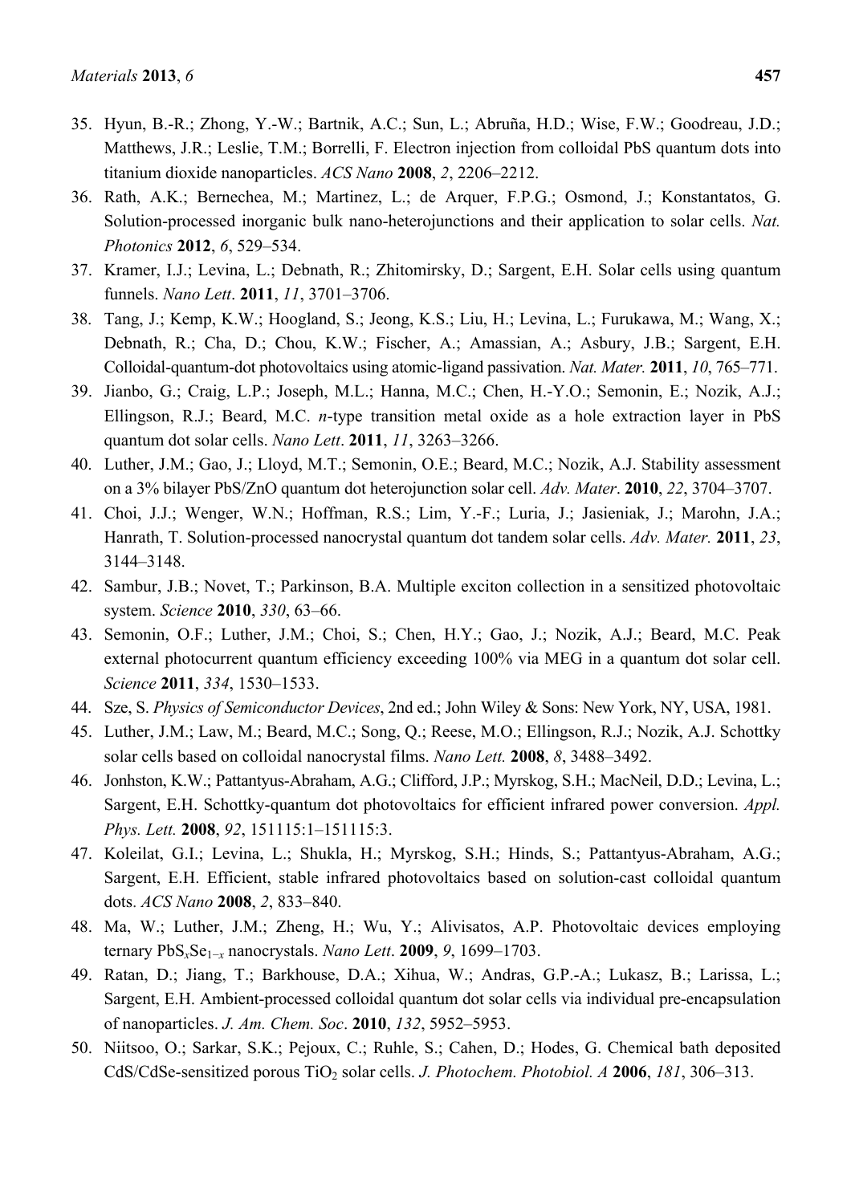35. Hyun, B.-R.; Zhong, Y.-W.; Bartnik, A.C.; Sun, L.; Abruña, H.D.; Wise, F.W.; Goodreau, J.D.; Matthews, J.R.; Leslie, T.M.; Borrelli, F. Electron injection from colloidal PbS quantum dots into titanium dioxide nanoparticles. *ACS Nano* **2008**, *2*, 2206–2212.
36. Rath, A.K.; Bernechea, M.; Martinez, L.; de Arquer, F.P.G.; Osmond, J.; Konstantatos, G. Solution-processed inorganic bulk nano-heterojunctions and their application to solar cells. *Nat. Photonics* **2012**, *6*, 529–534.
37. Kramer, I.J.; Levina, L.; Debnath, R.; Zhitomirsky, D.; Sargent, E.H. Solar cells using quantum funnels. *Nano Lett*. **2011**, *11*, 3701–3706.
38. Tang, J.; Kemp, K.W.; Hoogland, S.; Jeong, K.S.; Liu, H.; Levina, L.; Furukawa, M.; Wang, X.; Debnath, R.; Cha, D.; Chou, K.W.; Fischer, A.; Amassian, A.; Asbury, J.B.; Sargent, E.H. Colloidal-quantum-dot photovoltaics using atomic-ligand passivation. *Nat. Mater.* **2011**, *10*, 765–771.
39. Jianbo, G.; Craig, L.P.; Joseph, M.L.; Hanna, M.C.; Chen, H.-Y.O.; Semonin, E.; Nozik, A.J.; Ellingson, R.J.; Beard, M.C. *n*-type transition metal oxide as a hole extraction layer in PbS quantum dot solar cells. *Nano Lett*. **2011**, *11*, 3263–3266.
40. Luther, J.M.; Gao, J.; Lloyd, M.T.; Semonin, O.E.; Beard, M.C.; Nozik, A.J. Stability assessment on a 3% bilayer PbS/ZnO quantum dot heterojunction solar cell. *Adv. Mater*. **2010**, *22*, 3704–3707.
41. Choi, J.J.; Wenger, W.N.; Hoffman, R.S.; Lim, Y.-F.; Luria, J.; Jasieniak, J.; Marohn, J.A.; Hanrath, T. Solution-processed nanocrystal quantum dot tandem solar cells. *Adv. Mater.* **2011**, *23*, 3144–3148.
42. Sambur, J.B.; Novet, T.; Parkinson, B.A. Multiple exciton collection in a sensitized photovoltaic system. *Science* **2010**, *330*, 63–66.
43. Semonin, O.F.; Luther, J.M.; Choi, S.; Chen, H.Y.; Gao, J.; Nozik, A.J.; Beard, M.C. Peak external photocurrent quantum efficiency exceeding 100% via MEG in a quantum dot solar cell. *Science* **2011**, *334*, 1530–1533.
44. Sze, S. *Physics of Semiconductor Devices*, 2nd ed.; John Wiley & Sons: New York, NY, USA, 1981.
45. Luther, J.M.; Law, M.; Beard, M.C.; Song, Q.; Reese, M.O.; Ellingson, R.J.; Nozik, A.J. Schottky solar cells based on colloidal nanocrystal films. *Nano Lett.* **2008**, *8*, 3488–3492.
46. Jonhston, K.W.; Pattantyus-Abraham, A.G.; Clifford, J.P.; Myrskog, S.H.; MacNeil, D.D.; Levina, L.; Sargent, E.H. Schottky-quantum dot photovoltaics for efficient infrared power conversion. *Appl. Phys. Lett.* **2008**, *92*, 151115:1–151115:3.
47. Koleilat, G.I.; Levina, L.; Shukla, H.; Myrskog, S.H.; Hinds, S.; Pattantyus-Abraham, A.G.; Sargent, E.H. Efficient, stable infrared photovoltaics based on solution-cast colloidal quantum dots. *ACS Nano* **2008**, *2*, 833–840.
48. Ma, W.; Luther, J.M.; Zheng, H.; Wu, Y.; Alivisatos, A.P. Photovoltaic devices employing ternary $PbS_xSe_{1-x}$ nanocrystals. *Nano Lett*. **2009**, *9*, 1699–1703.
49. Ratan, D.; Jiang, T.; Barkhouse, D.A.; Xihua, W.; Andras, G.P.-A.; Lukasz, B.; Larissa, L.; Sargent, E.H. Ambient-processed colloidal quantum dot solar cells via individual pre-encapsulation of nanoparticles. *J. Am. Chem. Soc*. **2010**, *132*, 5952–5953.
50. Niitsoo, O.; Sarkar, S.K.; Pejoux, C.; Ruhle, S.; Cahen, D.; Hodes, G. Chemical bath deposited CdS/CdSe-sensitized porous $TiO_2$ solar cells. *J. Photochem. Photobiol. A* **2006**, *181*, 306–313.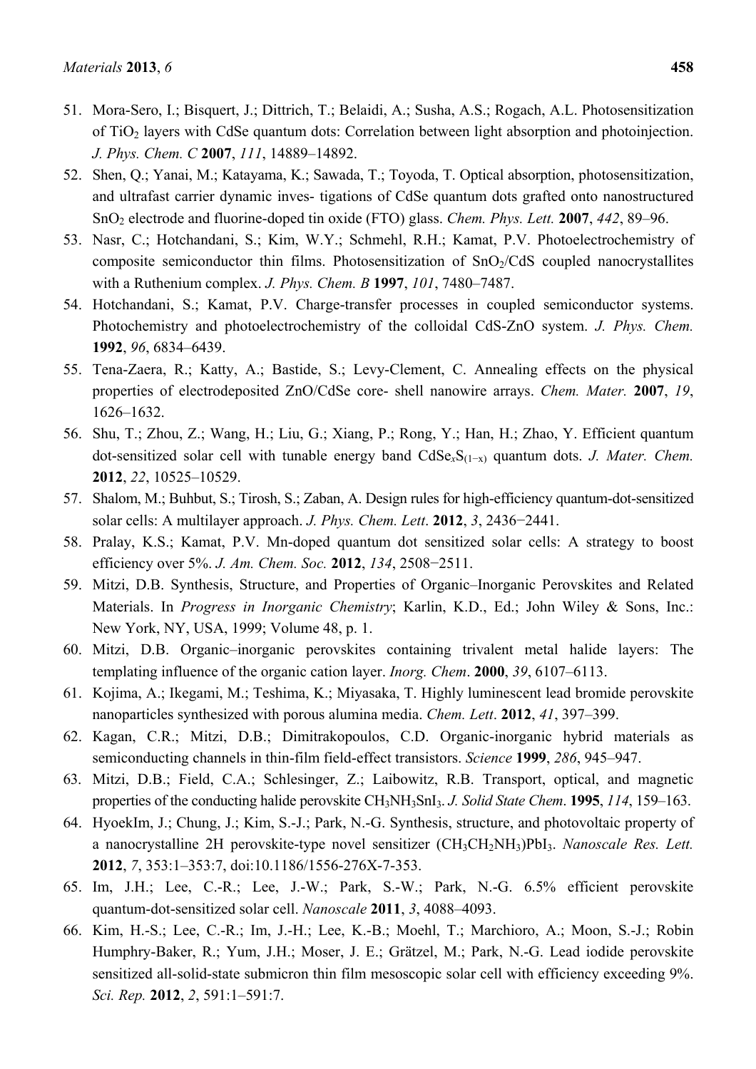51. Mora-Sero, I.; Bisquert, J.; Dittrich, T.; Belaidi, A.; Susha, A.S.; Rogach, A.L. Photosensitization of $TiO_2$ layers with CdSe quantum dots: Correlation between light absorption and photoinjection. *J. Phys. Chem. C* **2007**, *111*, 14889–14892.
52. Shen, Q.; Yanai, M.; Katayama, K.; Sawada, T.; Toyoda, T. Optical absorption, photosensitization, and ultrafast carrier dynamic inves- tigations of CdSe quantum dots grafted onto nanostructured $SnO_2$ electrode and fluorine-doped tin oxide (FTO) glass. *Chem. Phys. Lett.* **2007**, *442*, 89–96.
53. Nasr, C.; Hotchandani, S.; Kim, W.Y.; Schmehl, R.H.; Kamat, P.V. Photoelectrochemistry of composite semiconductor thin films. Photosensitization of $SnO_2$/CdS coupled nanocrystallites with a Ruthenium complex. *J. Phys. Chem. B* **1997**, *101*, 7480–7487.
54. Hotchandani, S.; Kamat, P.V. Charge-transfer processes in coupled semiconductor systems. Photochemistry and photoelectrochemistry of the colloidal CdS-ZnO system. *J. Phys. Chem.* **1992**, *96*, 6834–6439.
55. Tena-Zaera, R.; Katty, A.; Bastide, S.; Levy-Clement, C. Annealing effects on the physical properties of electrodeposited ZnO/CdSe core- shell nanowire arrays. *Chem. Mater.* **2007**, *19*, 1626–1632.
56. Shu, T.; Zhou, Z.; Wang, H.; Liu, G.; Xiang, P.; Rong, Y.; Han, H.; Zhao, Y. Efficient quantum dot-sensitized solar cell with tunable energy band $CdSe_xS_{(1-x)}$ quantum dots. *J. Mater. Chem.* **2012**, *22*, 10525–10529.
57. Shalom, M.; Buhbut, S.; Tirosh, S.; Zaban, A. Design rules for high-efficiency quantum-dot-sensitized solar cells: A multilayer approach. *J. Phys. Chem. Lett*. **2012**, *3*, 2436−2441.
58. Pralay, K.S.; Kamat, P.V. Mn-doped quantum dot sensitized solar cells: A strategy to boost efficiency over 5%. *J. Am. Chem. Soc.* **2012**, *134*, 2508−2511.
59. Mitzi, D.B. Synthesis, Structure, and Properties of Organic–Inorganic Perovskites and Related Materials. In *Progress in Inorganic Chemistry*; Karlin, K.D., Ed.; John Wiley & Sons, Inc.: New York, NY, USA, 1999; Volume 48, p. 1.
60. Mitzi, D.B. Organic–inorganic perovskites containing trivalent metal halide layers: The templating influence of the organic cation layer. *Inorg. Chem*. **2000**, *39*, 6107–6113.
61. Kojima, A.; Ikegami, M.; Teshima, K.; Miyasaka, T. Highly luminescent lead bromide perovskite nanoparticles synthesized with porous alumina media. *Chem. Lett*. **2012**, *41*, 397–399.
62. Kagan, C.R.; Mitzi, D.B.; Dimitrakopoulos, C.D. Organic-inorganic hybrid materials as semiconducting channels in thin-film field-effect transistors. *Science* **1999**, *286*, 945–947.
63. Mitzi, D.B.; Field, C.A.; Schlesinger, Z.; Laibowitz, R.B. Transport, optical, and magnetic properties of the conducting halide perovskite $CH_3NH_3SnI_3$. *J. Solid State Chem*. **1995**, *114*, 159–163.
64. HyoekIm, J.; Chung, J.; Kim, S.-J.; Park, N.-G. Synthesis, structure, and photovoltaic property of a nanocrystalline 2H perovskite-type novel sensitizer $(CH_3CH_2NH_3)PbI_3$. *Nanoscale Res. Lett.* **2012**, *7*, 353:1–353:7, doi:10.1186/1556-276X-7-353.
65. Im, J.H.; Lee, C.-R.; Lee, J.-W.; Park, S.-W.; Park, N.-G. 6.5% efficient perovskite quantum-dot-sensitized solar cell. *Nanoscale* **2011**, *3*, 4088–4093.
66. Kim, H.-S.; Lee, C.-R.; Im, J.-H.; Lee, K.-B.; Moehl, T.; Marchioro, A.; Moon, S.-J.; Robin Humphry-Baker, R.; Yum, J.H.; Moser, J. E.; Grätzel, M.; Park, N.-G. Lead iodide perovskite sensitized all-solid-state submicron thin film mesoscopic solar cell with efficiency exceeding 9%. *Sci. Rep.* **2012**, *2*, 591:1–591:7.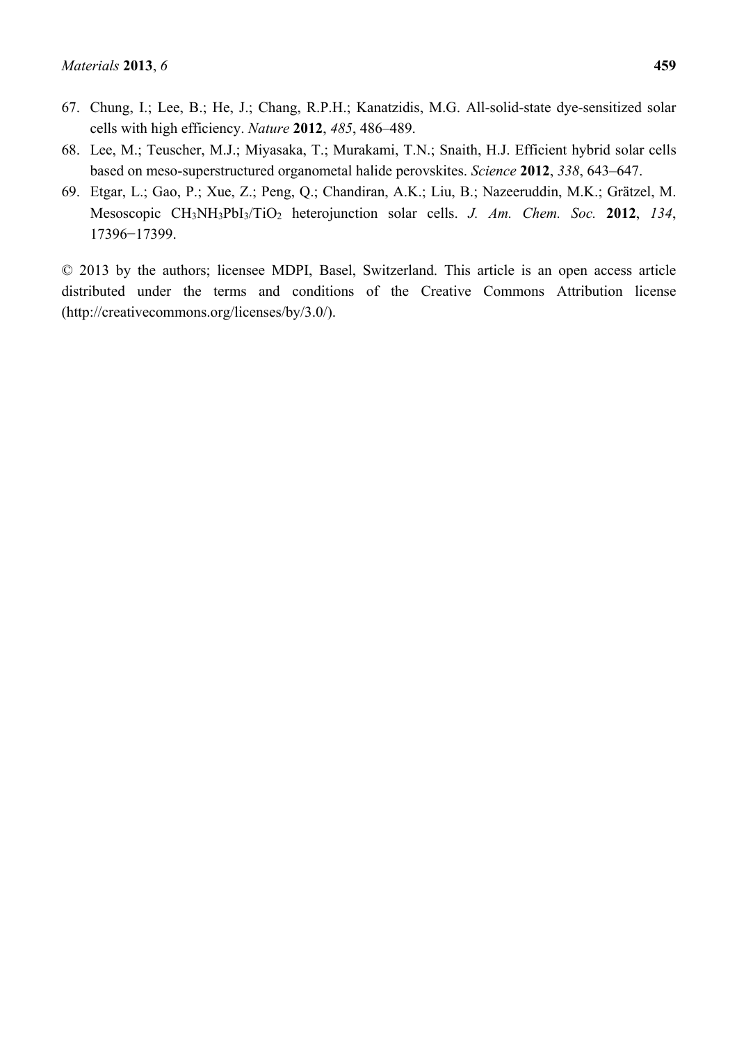67. Chung, I.; Lee, B.; He, J.; Chang, R.P.H.; Kanatzidis, M.G. All-solid-state dye-sensitized solar cells with high efficiency. *Nature* **2012**, *485*, 486–489.
68. Lee, M.; Teuscher, M.J.; Miyasaka, T.; Murakami, T.N.; Snaith, H.J. Efficient hybrid solar cells based on meso-superstructured organometal halide perovskites. *Science* **2012**, *338*, 643–647.
69. Etgar, L.; Gao, P.; Xue, Z.; Peng, Q.; Chandiran, A.K.; Liu, B.; Nazeeruddin, M.K.; Grätzel, M. Mesoscopic $CH_3NH_3PbI_3/TiO_2$ heterojunction solar cells. *J. Am. Chem. Soc.* **2012**, *134*, 17396−17399.

© 2013 by the authors; licensee MDPI, Basel, Switzerland. This article is an open access article distributed under the terms and conditions of the Creative Commons Attribution license (http://creativecommons.org/licenses/by/3.0/).